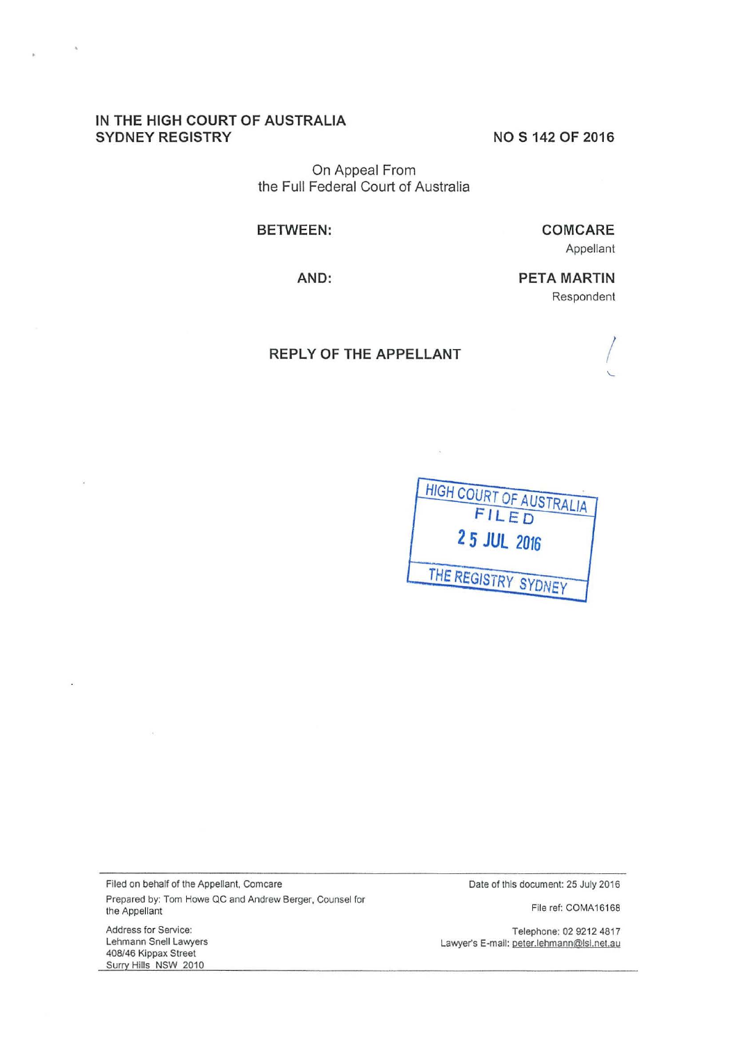**IN THE HIGH COURT OF AUSTRALIA**
**SYDNEY REGISTRY**

**NO S 142 OF 2016**

On Appeal From
the Full Federal Court of Australia

**BETWEEN:**

**COMCARE**
Appellant

**AND:**

**PETA MARTIN**
Respondent

## REPLY OF THE APPELLANT

HIGH COURT OF AUSTRALIA
FILED
25 JUL 2016
THE REGISTRY SYDNEY

Filed on behalf of the Appellant, Comcare
Prepared by: Tom Howe QC and Andrew Berger, Counsel for the Appellant

Address for Service:
Lehmann Snell Lawyers
408/46 Kippax Street
Surry Hills NSW 2010

Date of this document: 25 July 2016

File ref: COMA16168

Telephone: 02 9212 4817
Lawyer's E-mail: peter.lehmann@lsl.net.au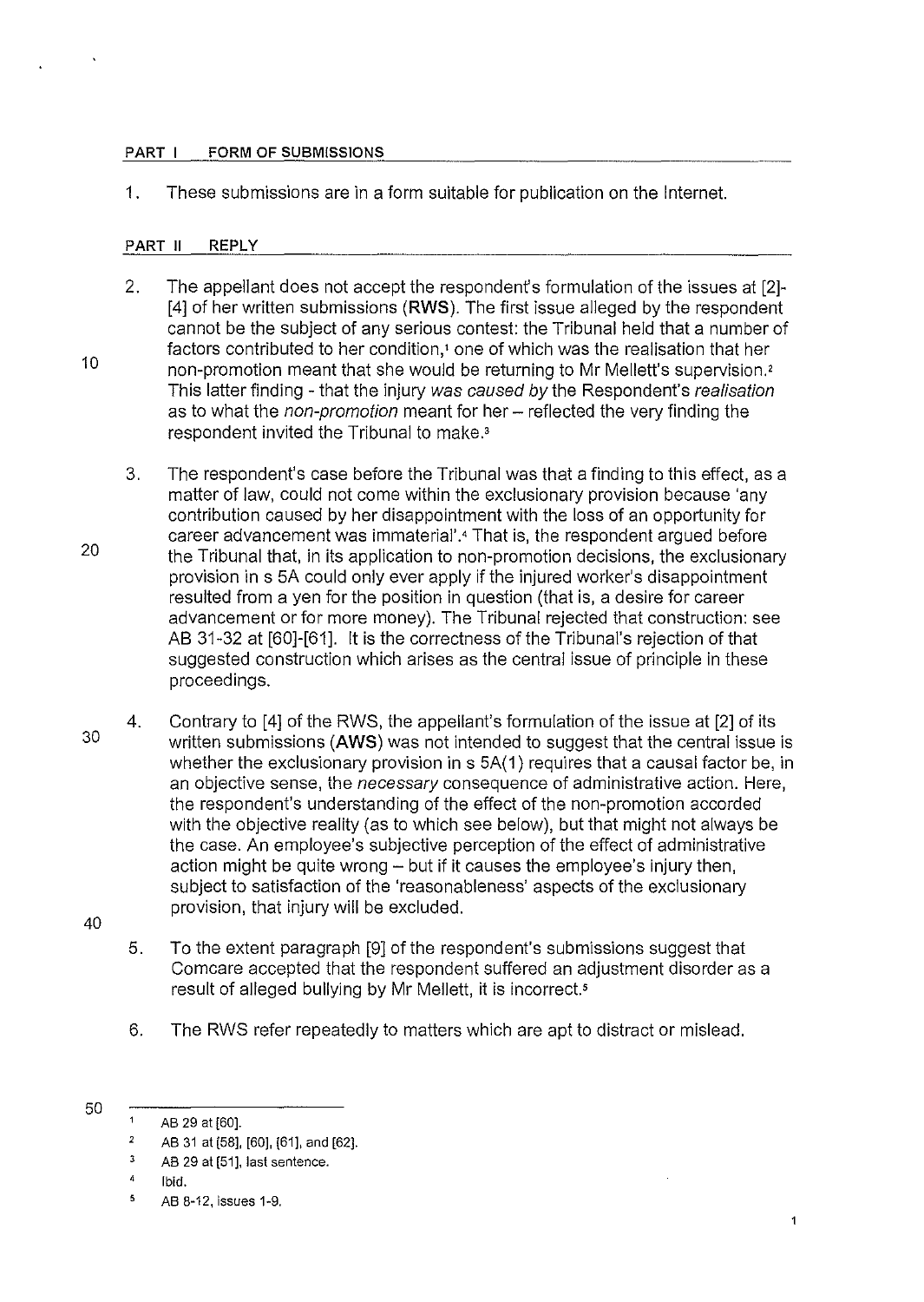## PART I FORM OF SUBMISSIONS

1. These submissions are in a form suitable for publication on the Internet.

## PART II REPLY

2. The appellant does not accept the respondent's formulation of the issues at [2]-[4] of her written submissions (**RWS**). The first issue alleged by the respondent cannot be the subject of any serious contest: the Tribunal held that a number of factors contributed to her condition,[1] one of which was the realisation that her non-promotion meant that she would be returning to Mr Mellett's supervision.[2] This latter finding - that the injury *was caused by* the Respondent's *realisation* as to what the *non-promotion* meant for her – reflected the very finding the respondent invited the Tribunal to make.[3]

3. The respondent's case before the Tribunal was that a finding to this effect, as a matter of law, could not come within the exclusionary provision because 'any contribution caused by her disappointment with the loss of an opportunity for career advancement was immaterial'.[4] That is, the respondent argued before the Tribunal that, in its application to non-promotion decisions, the exclusionary provision in s 5A could only ever apply if the injured worker's disappointment resulted from a yen for the position in question (that is, a desire for career advancement or for more money). The Tribunal rejected that construction: see AB 31-32 at [60]-[61]. It is the correctness of the Tribunal's rejection of that suggested construction which arises as the central issue of principle in these proceedings.

4. Contrary to [4] of the RWS, the appellant's formulation of the issue at [2] of its written submissions (**AWS**) was not intended to suggest that the central issue is whether the exclusionary provision in s 5A(1) requires that a causal factor be, in an objective sense, the *necessary* consequence of administrative action. Here, the respondent's understanding of the effect of the non-promotion accorded with the objective reality (as to which see below), but that might not always be the case. An employee's subjective perception of the effect of administrative action might be quite wrong – but if it causes the employee's injury then, subject to satisfaction of the 'reasonableness' aspects of the exclusionary provision, that injury will be excluded.

5. To the extent paragraph [9] of the respondent's submissions suggest that Comcare accepted that the respondent suffered an adjustment disorder as a result of alleged bullying by Mr Mellett, it is incorrect.[5]

6. The RWS refer repeatedly to matters which are apt to distract or mislead.

---

[1] AB 29 at [60].

[2] AB 31 at [58], [60], [61], and [62].

[3] AB 29 at [51], last sentence.

[4] Ibid.

[5] AB 8-12, issues 1-9.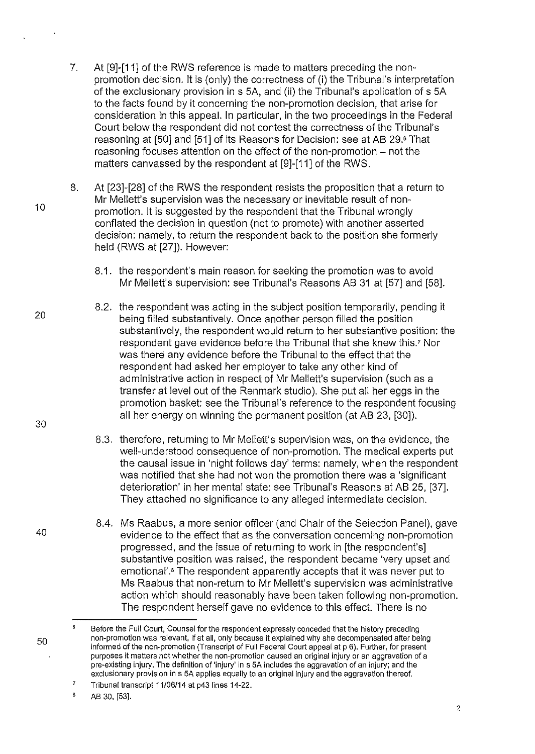7. At [9]-[11] of the RWS reference is made to matters preceding the non-promotion decision. It is (only) the correctness of (i) the Tribunal's interpretation of the exclusionary provision in s 5A, and (ii) the Tribunal's application of s 5A to the facts found by it concerning the non-promotion decision, that arise for consideration in this appeal. In particular, in the two proceedings in the Federal Court below the respondent did not contest the correctness of the Tribunal's reasoning at [50] and [51] of its Reasons for Decision: see at AB 29.[6] That reasoning focuses attention on the effect of the non-promotion – not the matters canvassed by the respondent at [9]-[11] of the RWS.

8. At [23]-[28] of the RWS the respondent resists the proposition that a return to Mr Mellett's supervision was the necessary or inevitable result of non-promotion. It is suggested by the respondent that the Tribunal wrongly conflated the decision in question (not to promote) with another asserted decision: namely, to return the respondent back to the position she formerly held (RWS at [27]). However:

   8.1. the respondent's main reason for seeking the promotion was to avoid Mr Mellett's supervision: see Tribunal's Reasons AB 31 at [57] and [58].

   8.2. the respondent was acting in the subject position temporarily, pending it being filled substantively. Once another person filled the position substantively, the respondent would return to her substantive position: the respondent gave evidence before the Tribunal that she knew this.[7] Nor was there any evidence before the Tribunal to the effect that the respondent had asked her employer to take any other kind of administrative action in respect of Mr Mellett's supervision (such as a transfer at level out of the Renmark studio). She put all her eggs in the promotion basket: see the Tribunal's reference to the respondent focusing all her energy on winning the permanent position (at AB 23, [30]).

   8.3. therefore, returning to Mr Mellett's supervision was, on the evidence, the well-understood consequence of non-promotion. The medical experts put the causal issue in 'night follows day' terms: namely, when the respondent was notified that she had not won the promotion there was a 'significant deterioration' in her mental state: see Tribunal's Reasons at AB 25, [37]. They attached no significance to any alleged intermediate decision.

   8.4. Ms Raabus, a more senior officer (and Chair of the Selection Panel), gave evidence to the effect that as the conversation concerning non-promotion progressed, and the issue of returning to work in [the respondent's] substantive position was raised, the respondent became 'very upset and emotional'.[8] The respondent apparently accepts that it was never put to Ms Raabus that non-return to Mr Mellett's supervision was administrative action which should reasonably have been taken following non-promotion. The respondent herself gave no evidence to this effect. There is no

---

[6] Before the Full Court, Counsel for the respondent expressly conceded that the history preceding non-promotion was relevant, if at all, only because it explained why she decompensated after being informed of the non-promotion (Transcript of Full Federal Court appeal at p 6). Further, for present purposes it matters not whether the non-promotion caused an original injury or an aggravation of a pre-existing injury. The definition of 'injury' in s 5A includes the aggravation of an injury; and the exclusionary provision in s 5A applies equally to an original injury and the aggravation thereof.

[7] Tribunal transcript 11/06/14 at p43 lines 14-22.

[8] AB 30, [53].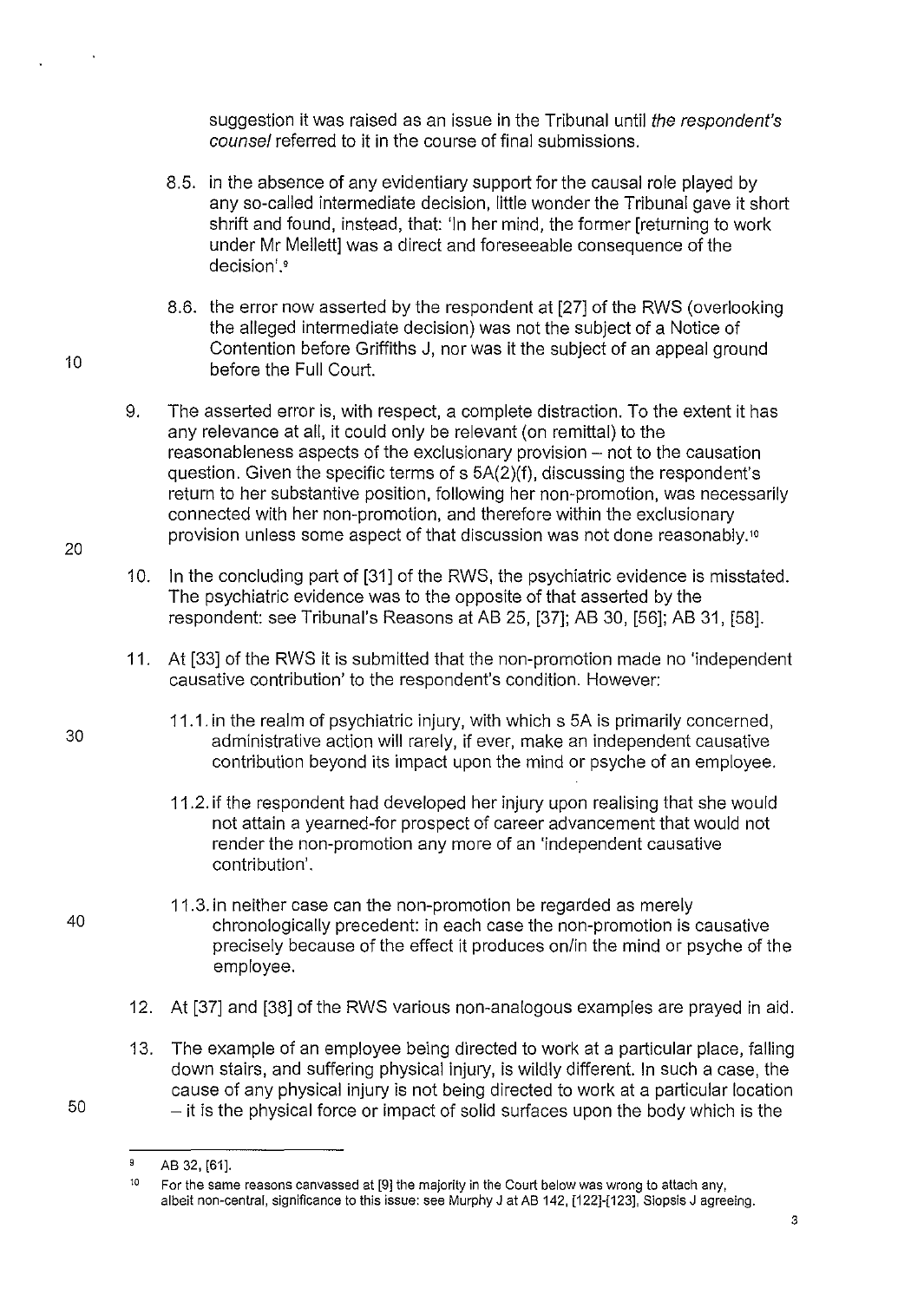suggestion it was raised as an issue in the Tribunal until *the respondent's counsel* referred to it in the course of final submissions.

8.5. in the absence of any evidentiary support for the causal role played by any so-called intermediate decision, little wonder the Tribunal gave it short shrift and found, instead, that: 'In her mind, the former [returning to work under Mr Mellett] was a direct and foreseeable consequence of the decision'.[9]

8.6. the error now asserted by the respondent at [27] of the RWS (overlooking the alleged intermediate decision) was not the subject of a Notice of Contention before Griffiths J, nor was it the subject of an appeal ground before the Full Court.

9. The asserted error is, with respect, a complete distraction. To the extent it has any relevance at all, it could only be relevant (on remittal) to the reasonableness aspects of the exclusionary provision – not to the causation question. Given the specific terms of s 5A(2)(f), discussing the respondent's return to her substantive position, following her non-promotion, was necessarily connected with her non-promotion, and therefore within the exclusionary provision unless some aspect of that discussion was not done reasonably.[10]

10. In the concluding part of [31] of the RWS, the psychiatric evidence is misstated. The psychiatric evidence was to the opposite of that asserted by the respondent: see Tribunal's Reasons at AB 25, [37]; AB 30, [56]; AB 31, [58].

11. At [33] of the RWS it is submitted that the non-promotion made no 'independent causative contribution' to the respondent's condition. However:

11.1. in the realm of psychiatric injury, with which s 5A is primarily concerned, administrative action will rarely, if ever, make an independent causative contribution beyond its impact upon the mind or psyche of an employee.

11.2. if the respondent had developed her injury upon realising that she would not attain a yearned-for prospect of career advancement that would not render the non-promotion any more of an 'independent causative contribution'.

11.3. in neither case can the non-promotion be regarded as merely chronologically precedent: in each case the non-promotion is causative precisely because of the effect it produces on/in the mind or psyche of the employee.

12. At [37] and [38] of the RWS various non-analogous examples are prayed in aid.

13. The example of an employee being directed to work at a particular place, falling down stairs, and suffering physical injury, is wildly different. In such a case, the cause of any physical injury is not being directed to work at a particular location – it is the physical force or impact of solid surfaces upon the body which is the

---

[9] AB 32, [61].

[10] For the same reasons canvassed at [9] the majority in the Court below was wrong to attach any, albeit non-central, significance to this issue: see Murphy J at AB 142, [122]-[123], Siopsis J agreeing.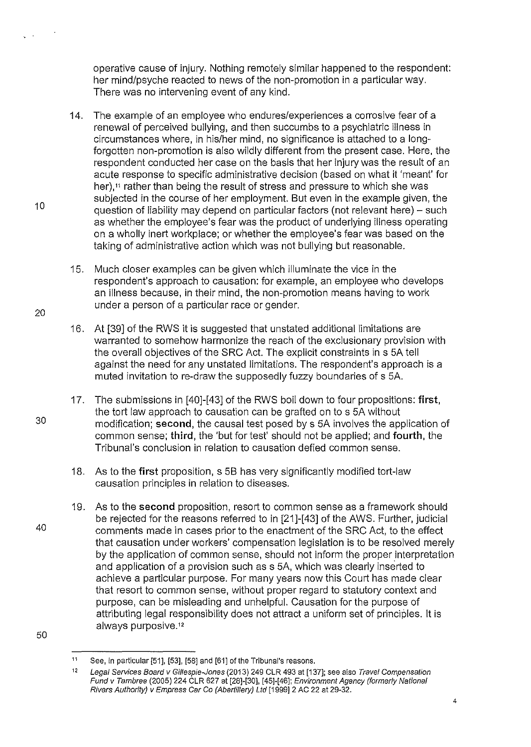operative cause of injury. Nothing remotely similar happened to the respondent: her mind/psyche reacted to news of the non-promotion in a particular way. There was no intervening event of any kind.

14. The example of an employee who endures/experiences a corrosive fear of a renewal of perceived bullying, and then succumbs to a psychiatric illness in circumstances where, in his/her mind, no significance is attached to a long-forgotten non-promotion is also wildly different from the present case. Here, the respondent conducted her case on the basis that her injury was the result of an acute response to specific administrative decision (based on what it 'meant' for her),[11] rather than being the result of stress and pressure to which she was subjected in the course of her employment. But even in the example given, the question of liability may depend on particular factors (not relevant here) – such as whether the employee's fear was the product of underlying illness operating on a wholly inert workplace; or whether the employee's fear was based on the taking of administrative action which was not bullying but reasonable.

15. Much closer examples can be given which illuminate the vice in the respondent's approach to causation: for example, an employee who develops an illness because, in their mind, the non-promotion means having to work under a person of a particular race or gender.

16. At [39] of the RWS it is suggested that unstated additional limitations are warranted to somehow harmonize the reach of the exclusionary provision with the overall objectives of the SRC Act. The explicit constraints in s 5A tell against the need for any unstated limitations. The respondent's approach is a muted invitation to re-draw the supposedly fuzzy boundaries of s 5A.

17. The submissions in [40]-[43] of the RWS boil down to four propositions: **first**, the tort law approach to causation can be grafted on to s 5A without modification; **second**, the causal test posed by s 5A involves the application of common sense; **third**, the 'but for test' should not be applied; and **fourth**, the Tribunal's conclusion in relation to causation defied common sense.

18. As to the **first** proposition, s 5B has very significantly modified tort-law causation principles in relation to diseases.

19. As to the **second** proposition, resort to common sense as a framework should be rejected for the reasons referred to in [21]-[43] of the AWS. Further, judicial comments made in cases prior to the enactment of the SRC Act, to the effect that causation under workers' compensation legislation is to be resolved merely by the application of common sense, should not inform the proper interpretation and application of a provision such as s 5A, which was clearly inserted to achieve a particular purpose. For many years now this Court has made clear that resort to common sense, without proper regard to statutory context and purpose, can be misleading and unhelpful. Causation for the purpose of attributing legal responsibility does not attract a uniform set of principles. It is always purposive.[12]

---

[11] See, in particular [51], [53], [58] and [61] of the Tribunal's reasons.

[12] *Legal Services Board v Gillespie-Jones* (2013) 249 CLR 493 at [137]; see also *Travel Compensation Fund v Tambree* (2005) 224 CLR 627 at [28]-[30], [45]-[46]; *Environment Agency (formerly National Rivers Authority) v Empress Car Co (Abertillery) Ltd* [1999] 2 AC 22 at 29-32.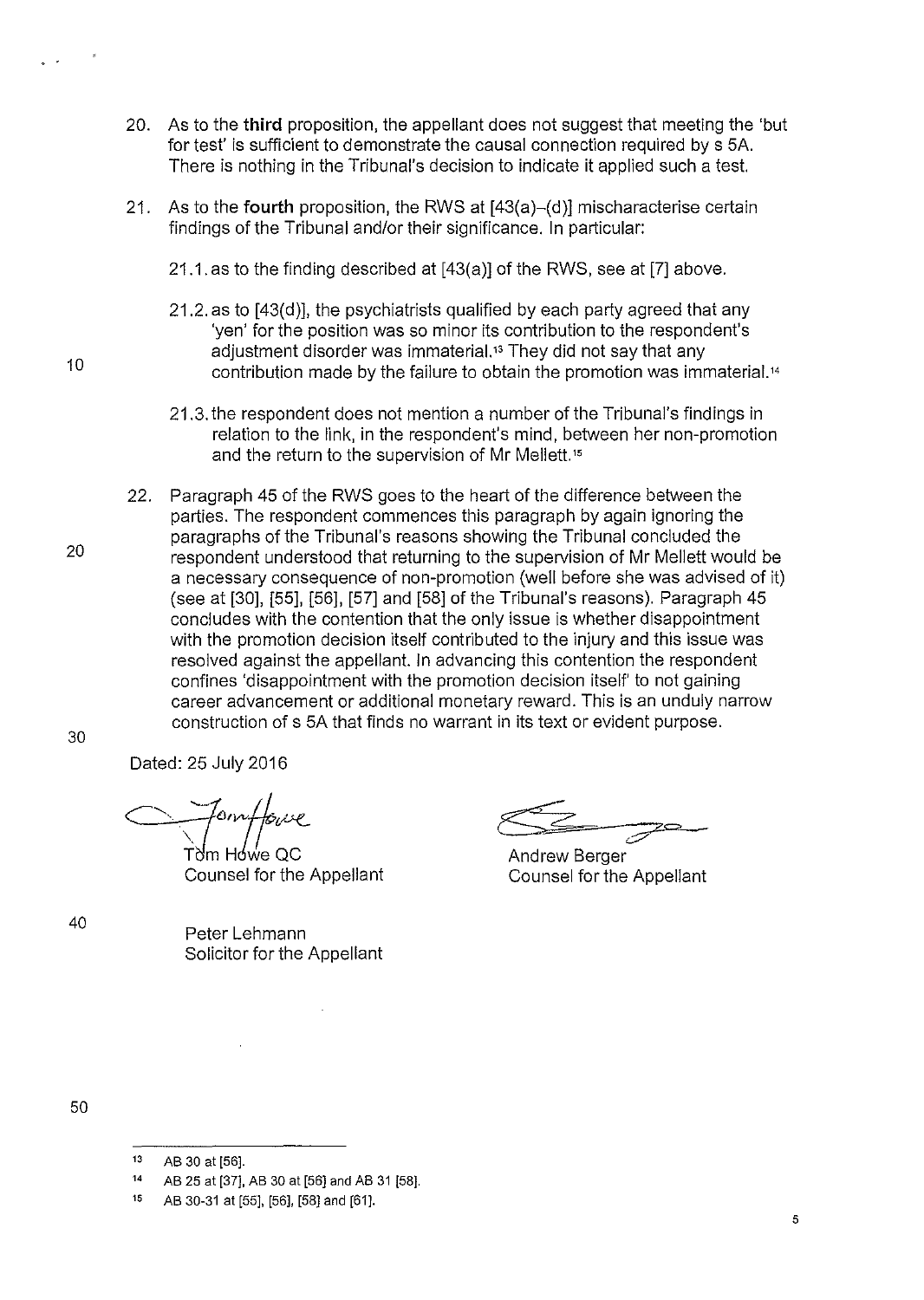20. As to the **third** proposition, the appellant does not suggest that meeting the 'but for test' is sufficient to demonstrate the causal connection required by s 5A. There is nothing in the Tribunal's decision to indicate it applied such a test.

21. As to the **fourth** proposition, the RWS at [43(a)–(d)] mischaracterise certain findings of the Tribunal and/or their significance. In particular:

    21.1. as to the finding described at [43(a)] of the RWS, see at [7] above.

    21.2. as to [43(d)], the psychiatrists qualified by each party agreed that any 'yen' for the position was so minor its contribution to the respondent's adjustment disorder was immaterial.[13] They did not say that any contribution made by the failure to obtain the promotion was immaterial.[14]

    21.3. the respondent does not mention a number of the Tribunal's findings in relation to the link, in the respondent's mind, between her non-promotion and the return to the supervision of Mr Mellett.[15]

22. Paragraph 45 of the RWS goes to the heart of the difference between the parties. The respondent commences this paragraph by again ignoring the paragraphs of the Tribunal's reasons showing the Tribunal concluded the respondent understood that returning to the supervision of Mr Mellett would be a necessary consequence of non-promotion (well before she was advised of it) (see at [30], [55], [56], [57] and [58] of the Tribunal's reasons). Paragraph 45 concludes with the contention that the only issue is whether disappointment with the promotion decision itself contributed to the injury and this issue was resolved against the appellant. In advancing this contention the respondent confines 'disappointment with the promotion decision itself' to not gaining career advancement or additional monetary reward. This is an unduly narrow construction of s 5A that finds no warrant in its text or evident purpose.

Dated: 25 July 2016

Tom Howe QC
Counsel for the Appellant

Andrew Berger
Counsel for the Appellant

Peter Lehmann
Solicitor for the Appellant

---

[13] AB 30 at [56].

[14] AB 25 at [37], AB 30 at [56] and AB 31 [58].

[15] AB 30-31 at [55], [56], [58] and [61].